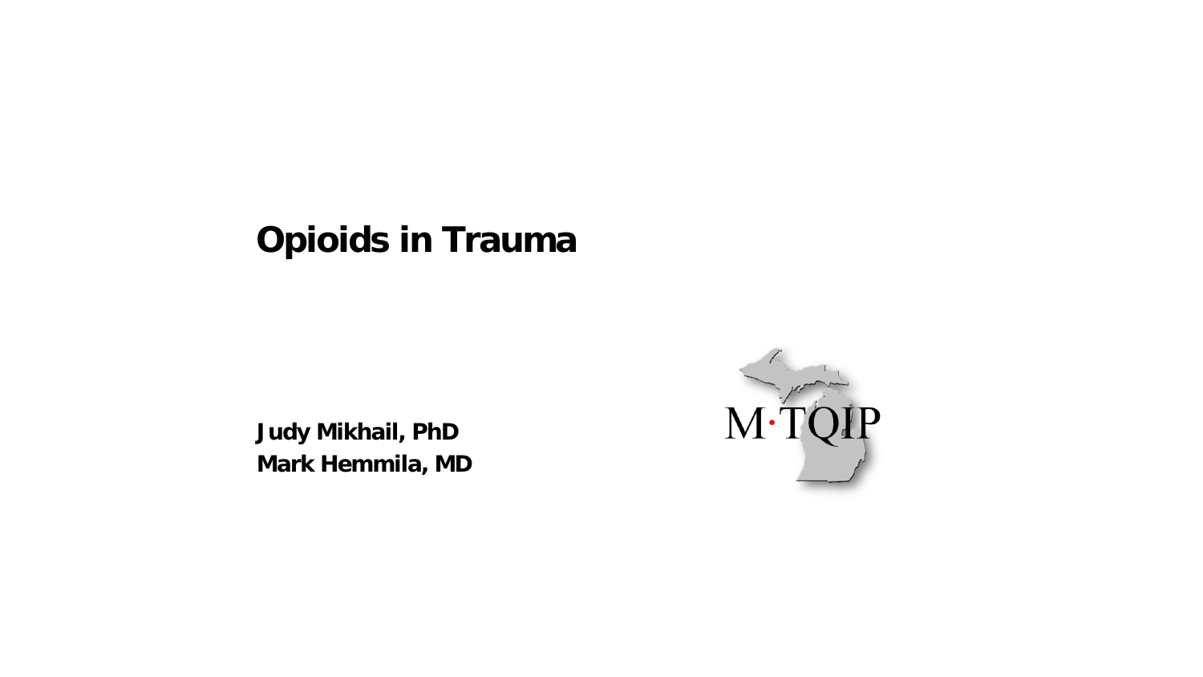# Opioids in Trauma

**Judy Mikhail, PhD**
**Mark Hemmila, MD**

M·TQIP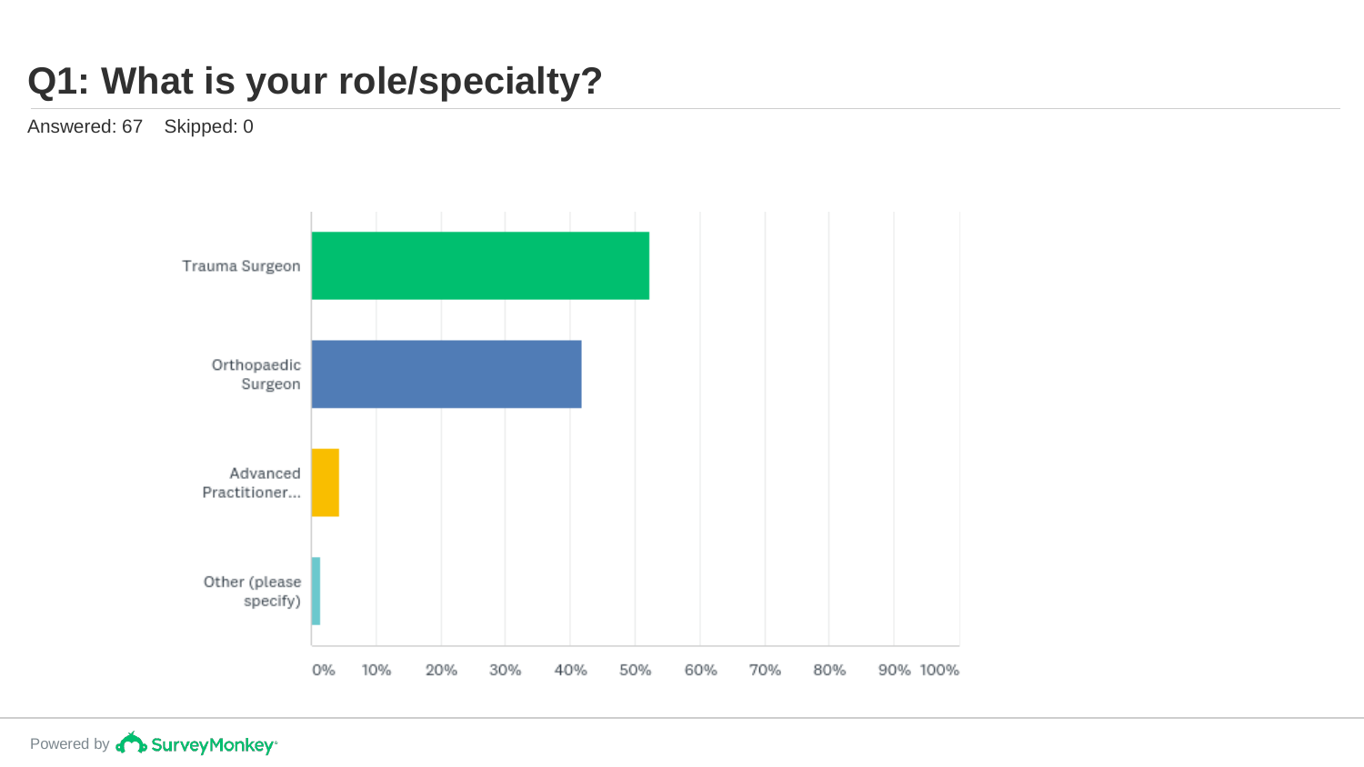# Q1: What is your role/specialty?

Answered: 67 Skipped: 0

| Answer Choice |
| --- |
| Trauma Surgeon |
| Orthopaedic Surgeon |
| Advanced Practitioner... |
| Other (please specify) |

0% 10% 20% 30% 40% 50% 60% 70% 80% 90% 100%

Powered by SurveyMonkey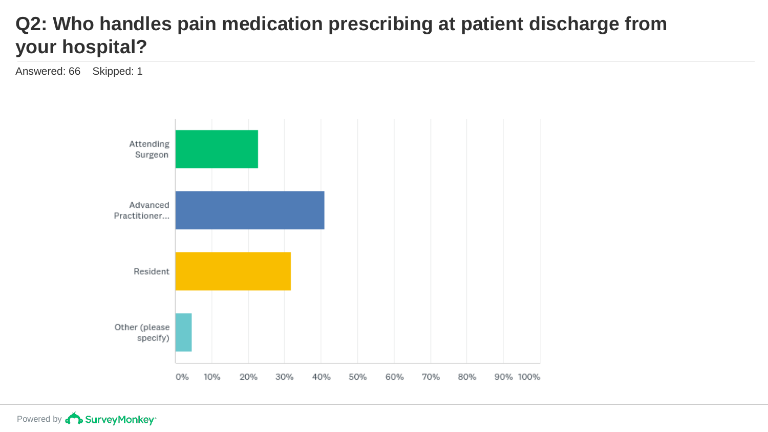# Q2: Who handles pain medication prescribing at patient discharge from your hospital?

Answered: 66 Skipped: 1

Attending Surgeon

Advanced Practitioner...

Resident

Other (please specify)

0% 10% 20% 30% 40% 50% 60% 70% 80% 90% 100%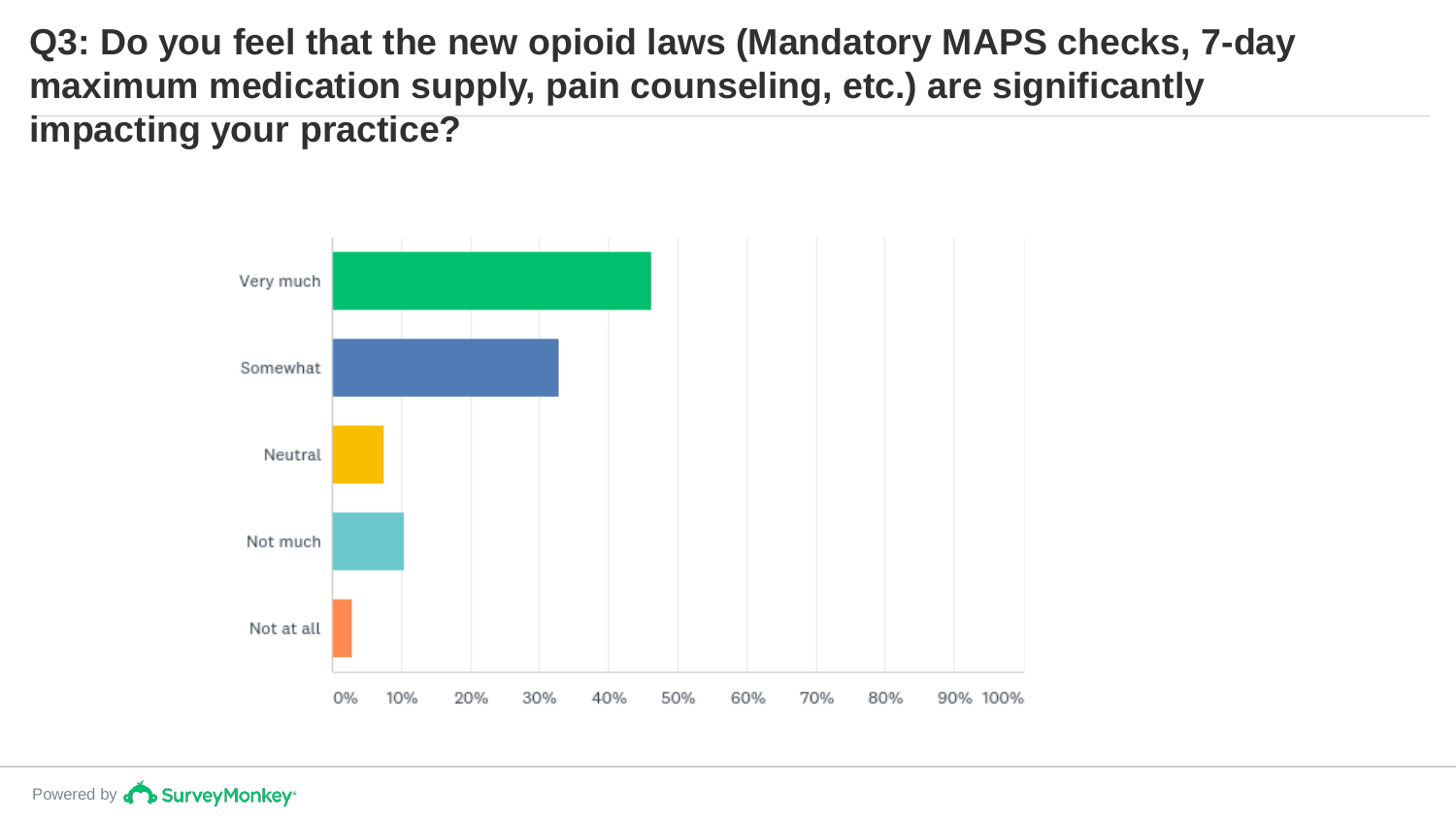# Q3: Do you feel that the new opioid laws (Mandatory MAPS checks, 7-day maximum medication supply, pain counseling, etc.) are significantly impacting your practice?

Very much

Somewhat

Neutral

Not much

Not at all

0% 10% 20% 30% 40% 50% 60% 70% 80% 90% 100%

Powered by SurveyMonkey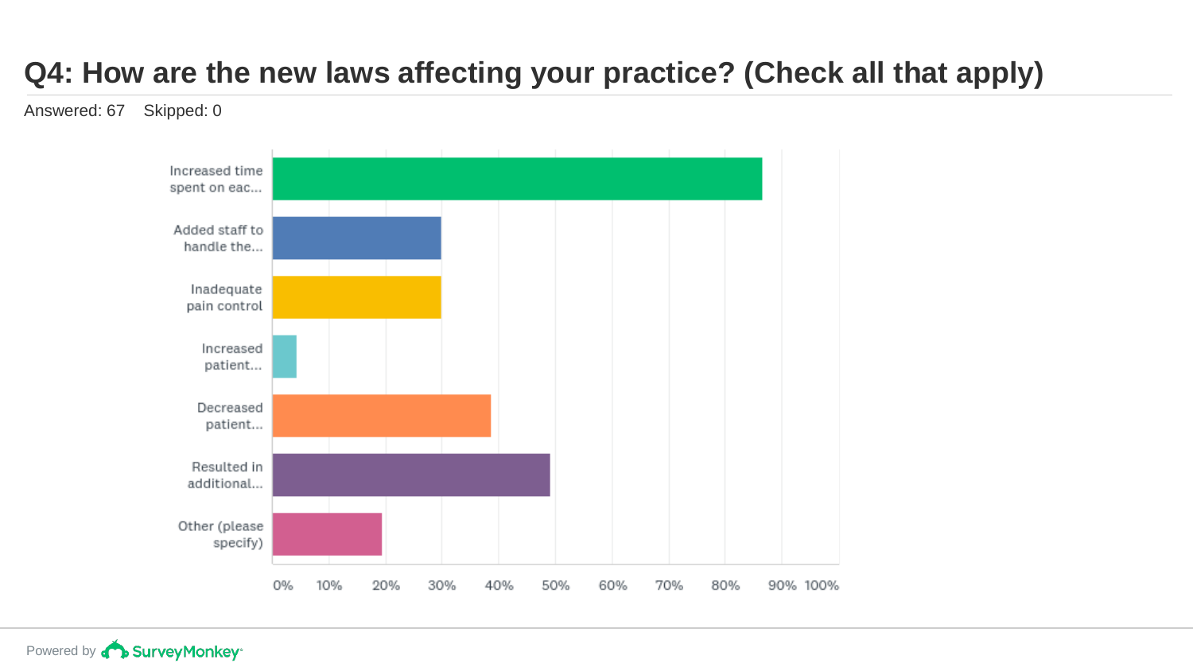# Q4: How are the new laws affecting your practice? (Check all that apply)

Answered: 67 Skipped: 0

| Answer Choice | Response (approx.) |
| --- | --- |
| Increased time spent on eac... | ~87% |
| Added staff to handle the... | ~30% |
| Inadequate pain control | ~30% |
| Increased patient... | ~4% |
| Decreased patient... | ~39% |
| Resulted in additional... | ~49% |
| Other (please specify) | ~19% |

0% 10% 20% 30% 40% 50% 60% 70% 80% 90% 100%

Powered by SurveyMonkey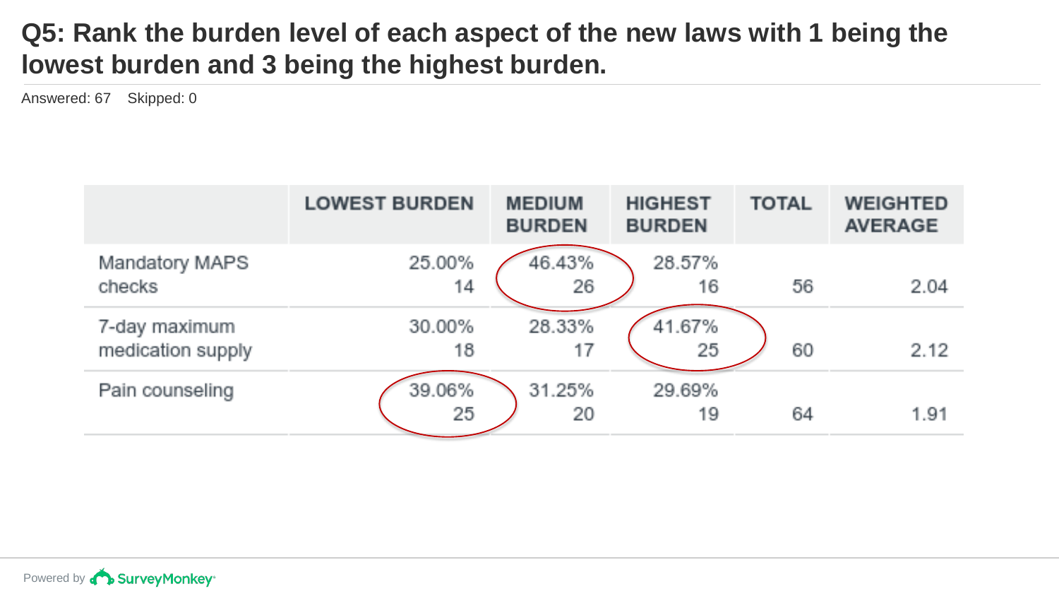# Q5: Rank the burden level of each aspect of the new laws with 1 being the lowest burden and 3 being the highest burden.

Answered: 67 Skipped: 0

| | LOWEST BURDEN | MEDIUM BURDEN | HIGHEST BURDEN | TOTAL | WEIGHTED AVERAGE |
|---|---|---|---|---|---|
| Mandatory MAPS checks | 25.00% 14 | 46.43% 26 | 28.57% 16 | 56 | 2.04 |
| 7-day maximum medication supply | 30.00% 18 | 28.33% 17 | 41.67% 25 | 60 | 2.12 |
| Pain counseling | 39.06% 25 | 31.25% 20 | 29.69% 19 | 64 | 1.91 |

Powered by SurveyMonkey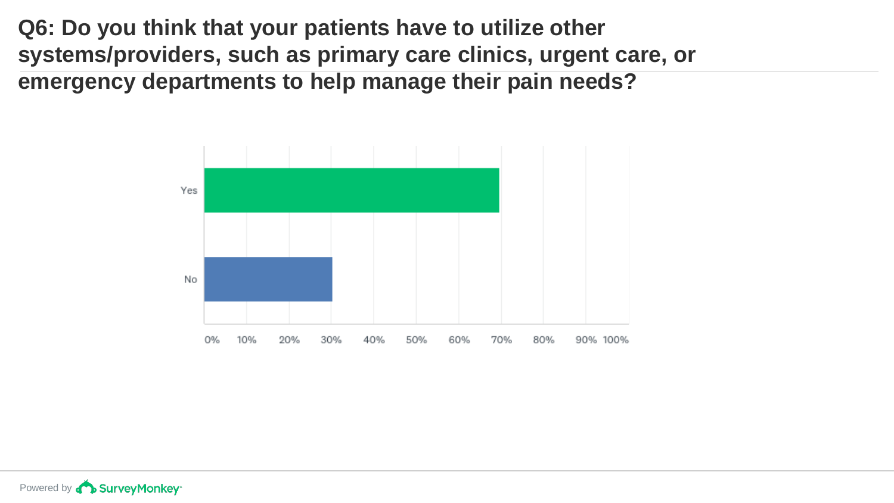# Q6: Do you think that your patients have to utilize other systems/providers, such as primary care clinics, urgent care, or emergency departments to help manage their pain needs?

Yes

No

0% 10% 20% 30% 40% 50% 60% 70% 80% 90% 100%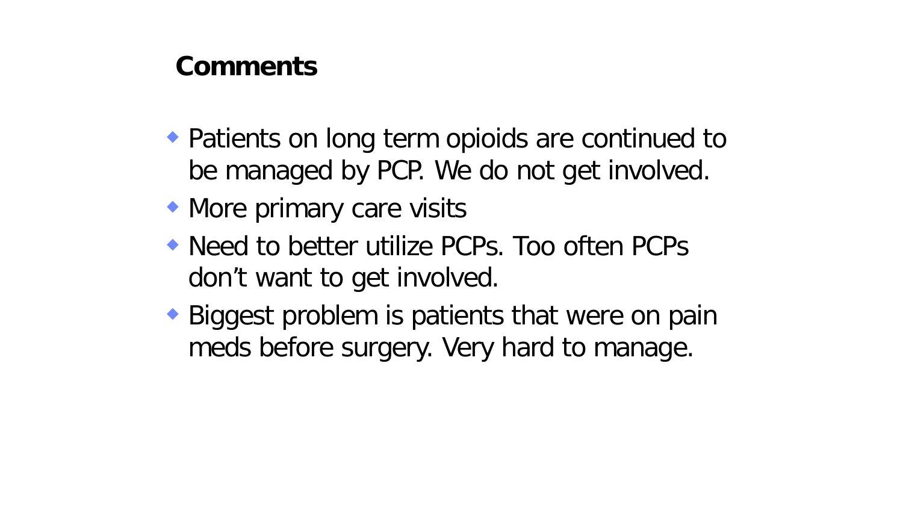## Comments

- Patients on long term opioids are continued to be managed by PCP. We do not get involved.
- More primary care visits
- Need to better utilize PCPs. Too often PCPs don’t want to get involved.
- Biggest problem is patients that were on pain meds before surgery. Very hard to manage.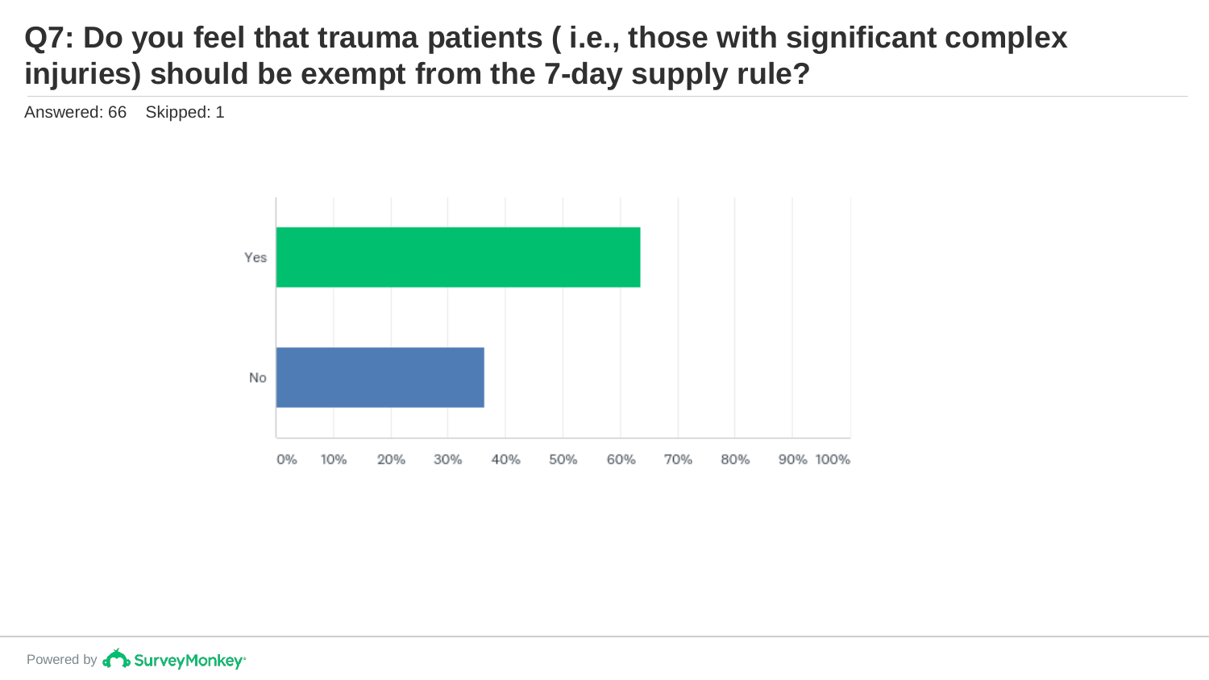# Q7: Do you feel that trauma patients ( i.e., those with significant complex injuries) should be exempt from the 7-day supply rule?

Answered: 66    Skipped: 1

Yes

No

0% 10% 20% 30% 40% 50% 60% 70% 80% 90% 100%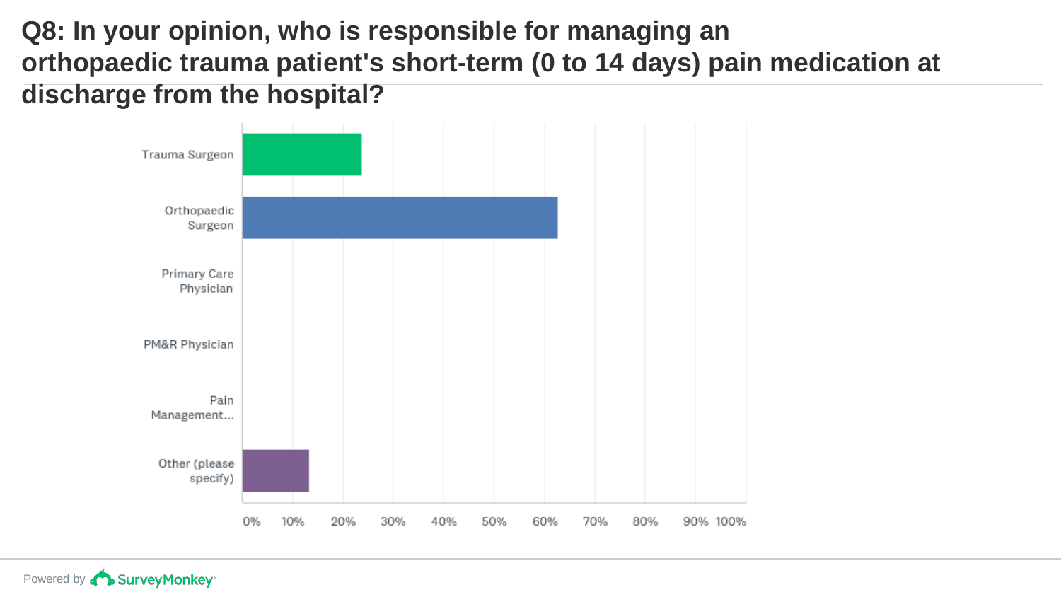# Q8: In your opinion, who is responsible for managing an orthopaedic trauma patient's short-term (0 to 14 days) pain medication at discharge from the hospital?

Trauma Surgeon

Orthopaedic Surgeon

Primary Care Physician

PM&R Physician

Pain Management...

Other (please specify)

0% 10% 20% 30% 40% 50% 60% 70% 80% 90% 100%

Powered by SurveyMonkey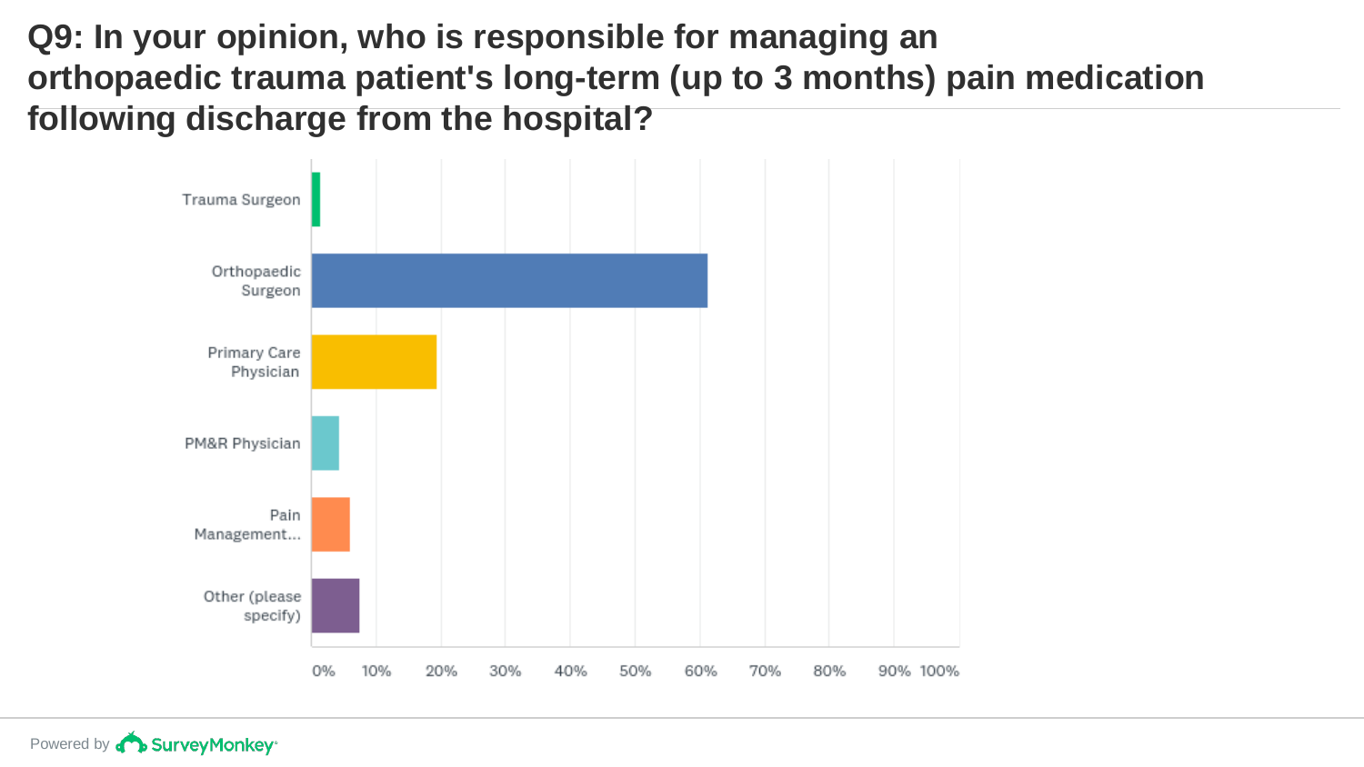# Q9: In your opinion, who is responsible for managing an orthopaedic trauma patient's long-term (up to 3 months) pain medication following discharge from the hospital?

Trauma Surgeon

Orthopaedic Surgeon

Primary Care Physician

PM&R Physician

Pain Management...

Other (please specify)

0% 10% 20% 30% 40% 50% 60% 70% 80% 90% 100%

Powered by SurveyMonkey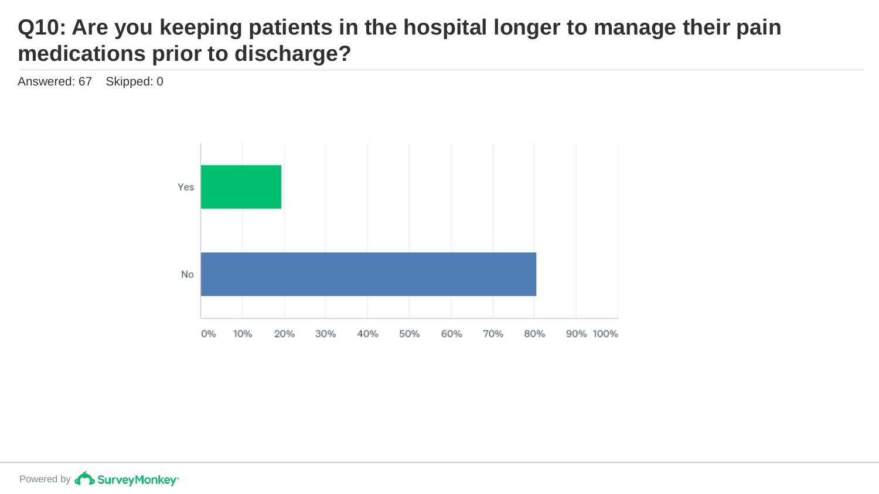# Q10: Are you keeping patients in the hospital longer to manage their pain medications prior to discharge?

Answered: 67    Skipped: 0

Yes

No

0% 10% 20% 30% 40% 50% 60% 70% 80% 90% 100%

Powered by SurveyMonkey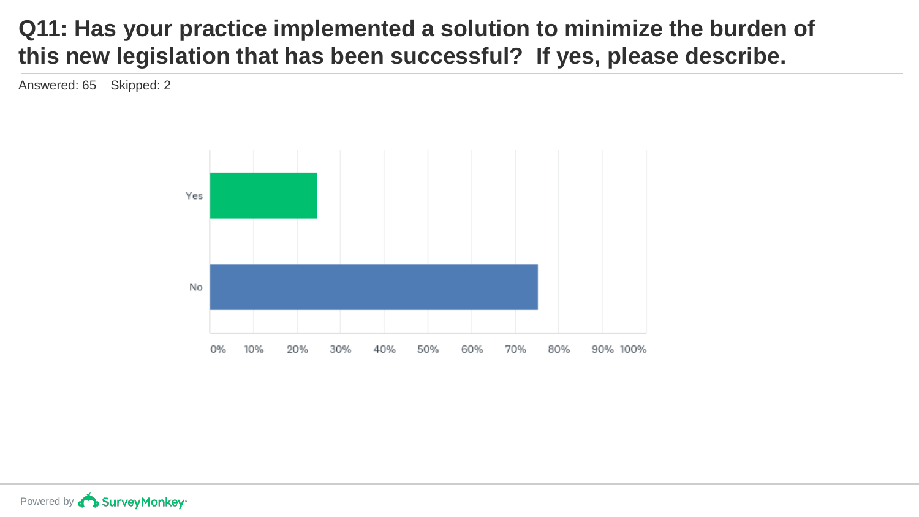# Q11: Has your practice implemented a solution to minimize the burden of this new legislation that has been successful? If yes, please describe.

Answered: 65 Skipped: 2

| Answer | Approx. % |
|---|---|
| Yes | ~24.6% |
| No | ~75.4% |

Axis: 0% 10% 20% 30% 40% 50% 60% 70% 80% 90% 100%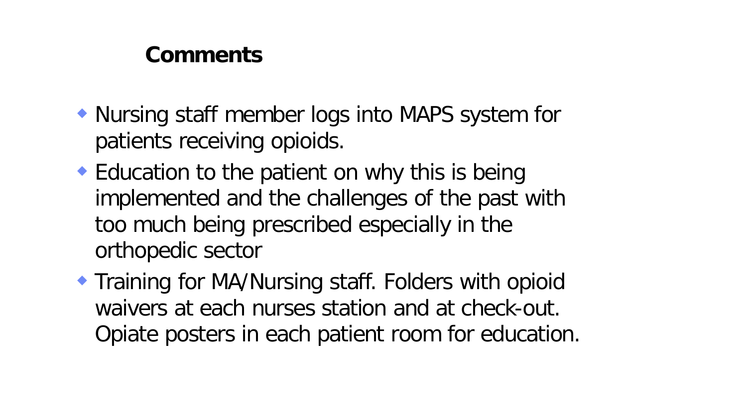## Comments

- Nursing staff member logs into MAPS system for patients receiving opioids.
- Education to the patient on why this is being implemented and the challenges of the past with too much being prescribed especially in the orthopedic sector
- Training for MA/Nursing staff. Folders with opioid waivers at each nurses station and at check-out. Opiate posters in each patient room for education.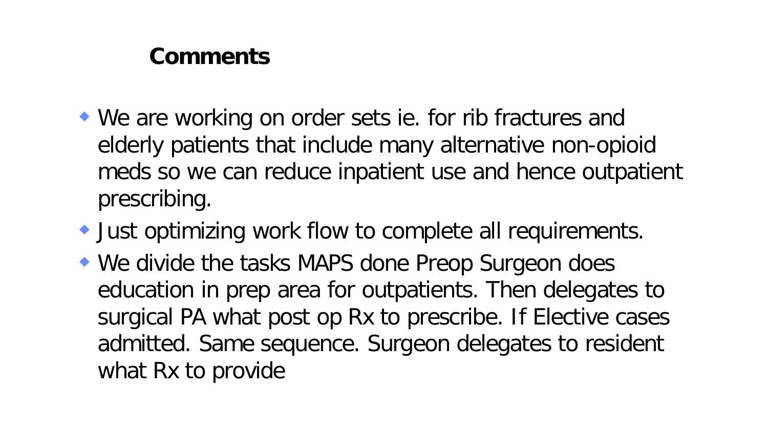## Comments

- We are working on order sets ie. for rib fractures and elderly patients that include many alternative non-opioid meds so we can reduce inpatient use and hence outpatient prescribing.
- Just optimizing work flow to complete all requirements.
- We divide the tasks MAPS done Preop Surgeon does education in prep area for outpatients. Then delegates to surgical PA what post op Rx to prescribe. If Elective cases admitted. Same sequence. Surgeon delegates to resident what Rx to provide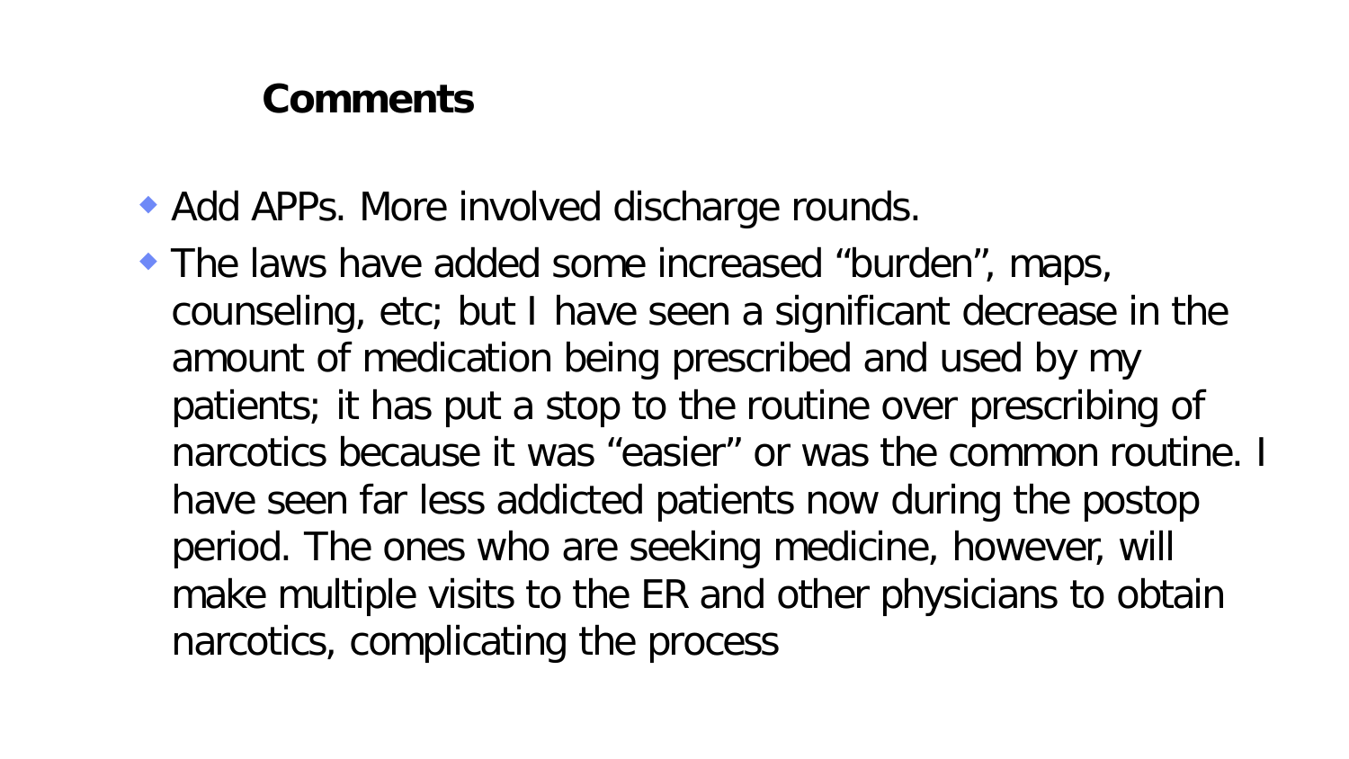## Comments

- Add APPs. More involved discharge rounds.
- The laws have added some increased “burden”, maps, counseling, etc; but I have seen a significant decrease in the amount of medication being prescribed and used by my patients; it has put a stop to the routine over prescribing of narcotics because it was “easier” or was the common routine. I have seen far less addicted patients now during the postop period. The ones who are seeking medicine, however, will make multiple visits to the ER and other physicians to obtain narcotics, complicating the process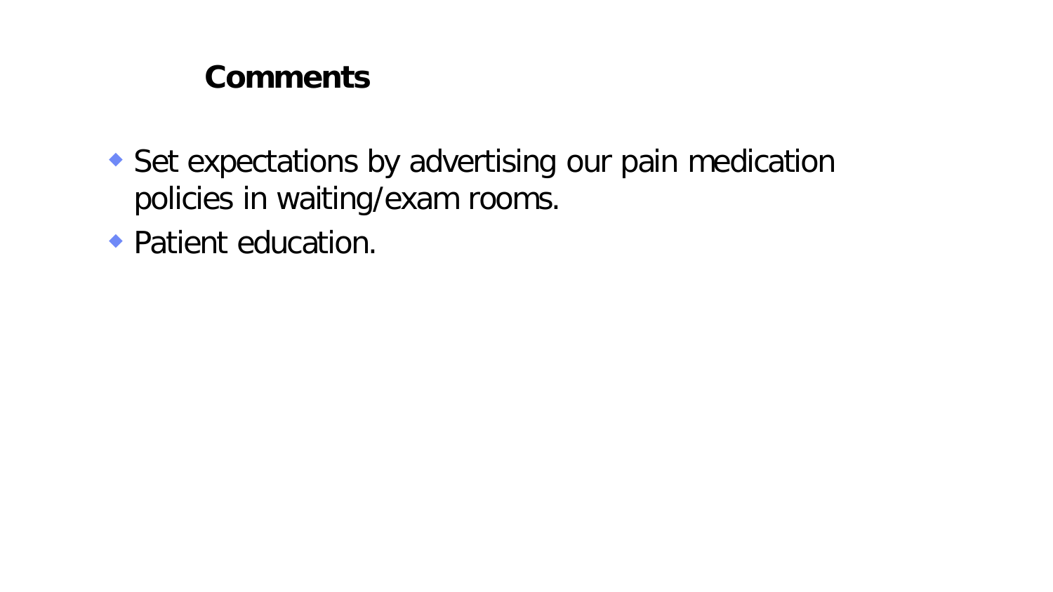## Comments

- Set expectations by advertising our pain medication policies in waiting/exam rooms.
- Patient education.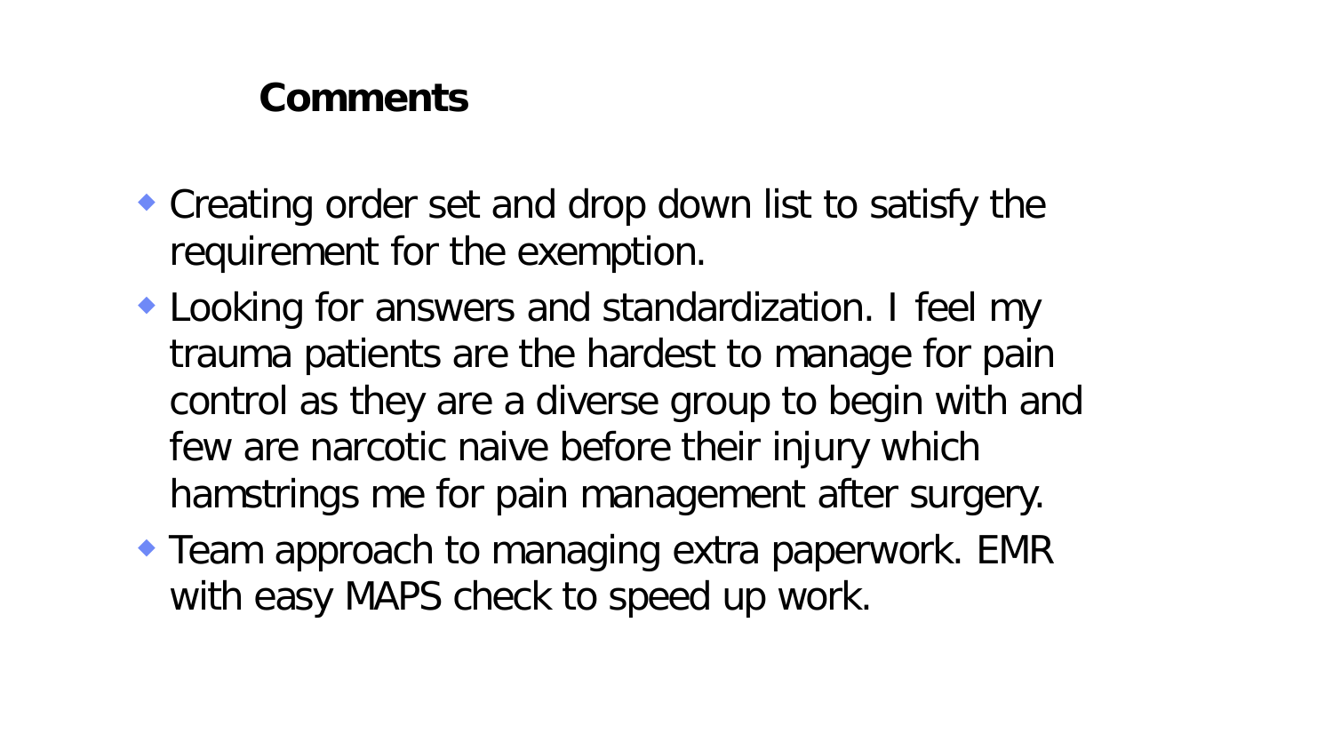## Comments

- Creating order set and drop down list to satisfy the requirement for the exemption.
- Looking for answers and standardization. I feel my trauma patients are the hardest to manage for pain control as they are a diverse group to begin with and few are narcotic naive before their injury which hamstrings me for pain management after surgery.
- Team approach to managing extra paperwork. EMR with easy MAPS check to speed up work.